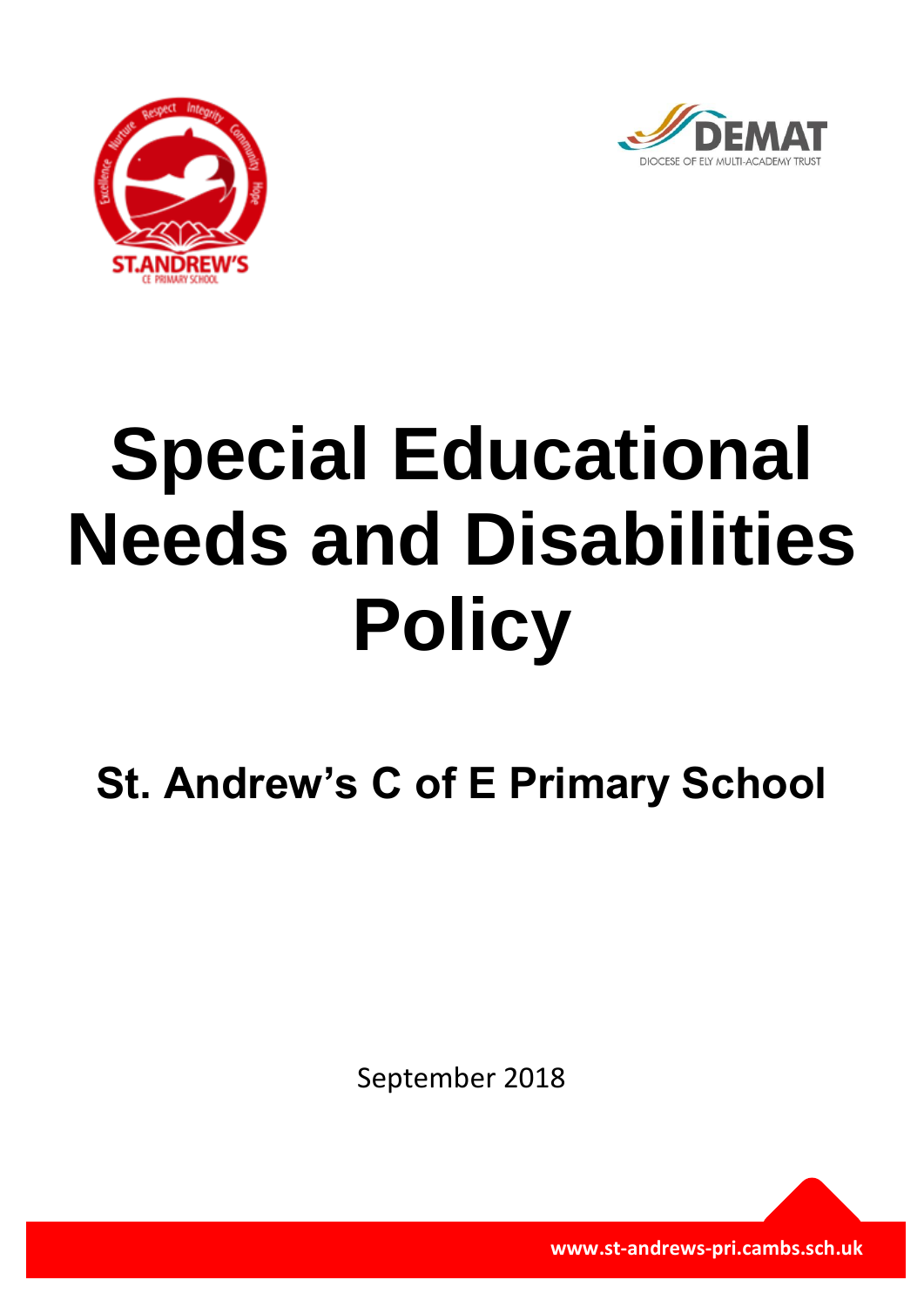# Special Educational Needs and Disabilities Policy

## St. Andrew's C of E Primary School

September 2018

www.st-andrews-pri.cambs.sch.uk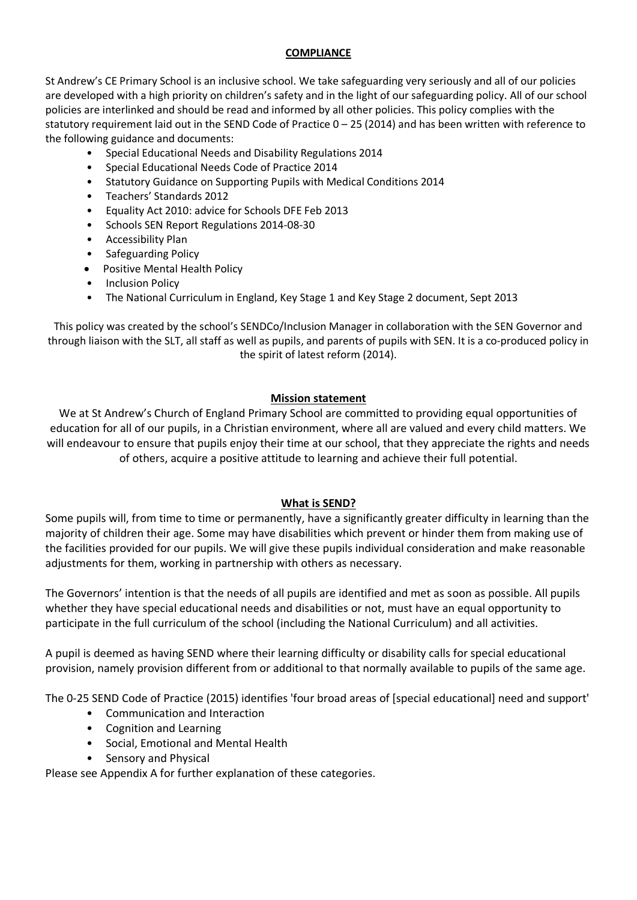## COMPLIANCE

St Andrew's CE Primary School is an inclusive school. We take safeguarding very seriously and all of our policies are developed with a high priority on children's safety and in the light of our safeguarding policy. All of our school policies are interlinked and should be read and informed by all other policies. This policy complies with the statutory requirement laid out in the SEND Code of Practice 0 – 25 (2014) and has been written with reference to the following guidance and documents:

- Special Educational Needs and Disability Regulations 2014
- Special Educational Needs Code of Practice 2014
- Statutory Guidance on Supporting Pupils with Medical Conditions 2014
- Teachers' Standards 2012
- Equality Act 2010: advice for Schools DFE Feb 2013
- Schools SEN Report Regulations 2014-08-30
- Accessibility Plan
- Safeguarding Policy
- Positive Mental Health Policy
- Inclusion Policy
- The National Curriculum in England, Key Stage 1 and Key Stage 2 document, Sept 2013

This policy was created by the school's SENDCo/Inclusion Manager in collaboration with the SEN Governor and through liaison with the SLT, all staff as well as pupils, and parents of pupils with SEN. It is a co-produced policy in the spirit of latest reform (2014).

## Mission statement

We at St Andrew's Church of England Primary School are committed to providing equal opportunities of education for all of our pupils, in a Christian environment, where all are valued and every child matters. We will endeavour to ensure that pupils enjoy their time at our school, that they appreciate the rights and needs of others, acquire a positive attitude to learning and achieve their full potential.

## What is SEND?

Some pupils will, from time to time or permanently, have a significantly greater difficulty in learning than the majority of children their age. Some may have disabilities which prevent or hinder them from making use of the facilities provided for our pupils. We will give these pupils individual consideration and make reasonable adjustments for them, working in partnership with others as necessary.

The Governors' intention is that the needs of all pupils are identified and met as soon as possible. All pupils whether they have special educational needs and disabilities or not, must have an equal opportunity to participate in the full curriculum of the school (including the National Curriculum) and all activities.

A pupil is deemed as having SEND where their learning difficulty or disability calls for special educational provision, namely provision different from or additional to that normally available to pupils of the same age.

The 0-25 SEND Code of Practice (2015) identifies 'four broad areas of [special educational] need and support'

- Communication and Interaction
- Cognition and Learning
- Social, Emotional and Mental Health
- Sensory and Physical

Please see Appendix A for further explanation of these categories.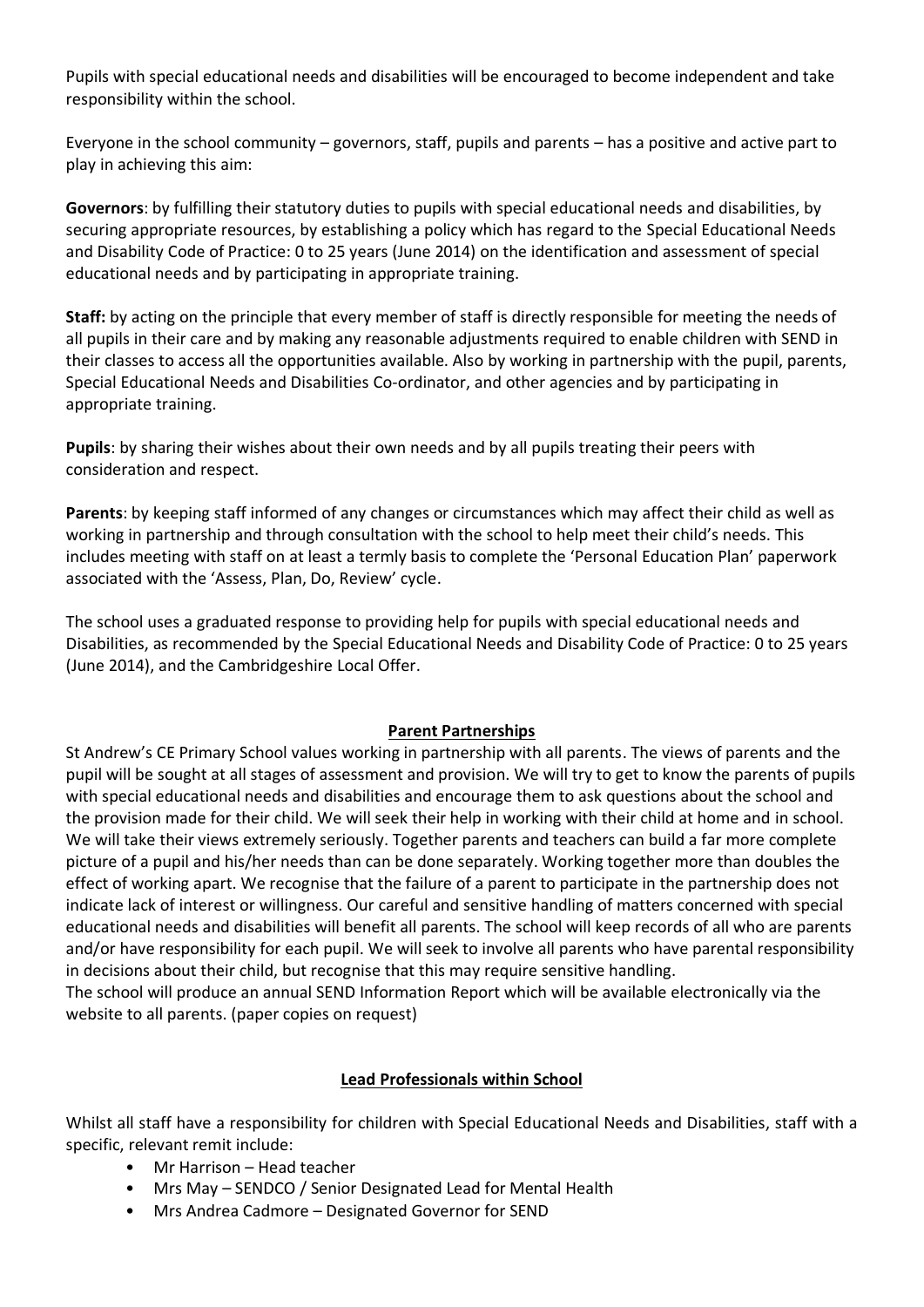Pupils with special educational needs and disabilities will be encouraged to become independent and take responsibility within the school.

Everyone in the school community – governors, staff, pupils and parents – has a positive and active part to play in achieving this aim:

**Governors**: by fulfilling their statutory duties to pupils with special educational needs and disabilities, by securing appropriate resources, by establishing a policy which has regard to the Special Educational Needs and Disability Code of Practice: 0 to 25 years (June 2014) on the identification and assessment of special educational needs and by participating in appropriate training.

**Staff:** by acting on the principle that every member of staff is directly responsible for meeting the needs of all pupils in their care and by making any reasonable adjustments required to enable children with SEND in their classes to access all the opportunities available. Also by working in partnership with the pupil, parents, Special Educational Needs and Disabilities Co-ordinator, and other agencies and by participating in appropriate training.

**Pupils**: by sharing their wishes about their own needs and by all pupils treating their peers with consideration and respect.

**Parents**: by keeping staff informed of any changes or circumstances which may affect their child as well as working in partnership and through consultation with the school to help meet their child's needs. This includes meeting with staff on at least a termly basis to complete the 'Personal Education Plan' paperwork associated with the 'Assess, Plan, Do, Review' cycle.

The school uses a graduated response to providing help for pupils with special educational needs and Disabilities, as recommended by the Special Educational Needs and Disability Code of Practice: 0 to 25 years (June 2014), and the Cambridgeshire Local Offer.

## Parent Partnerships

St Andrew's CE Primary School values working in partnership with all parents. The views of parents and the pupil will be sought at all stages of assessment and provision. We will try to get to know the parents of pupils with special educational needs and disabilities and encourage them to ask questions about the school and the provision made for their child. We will seek their help in working with their child at home and in school. We will take their views extremely seriously. Together parents and teachers can build a far more complete picture of a pupil and his/her needs than can be done separately. Working together more than doubles the effect of working apart. We recognise that the failure of a parent to participate in the partnership does not indicate lack of interest or willingness. Our careful and sensitive handling of matters concerned with special educational needs and disabilities will benefit all parents. The school will keep records of all who are parents and/or have responsibility for each pupil. We will seek to involve all parents who have parental responsibility in decisions about their child, but recognise that this may require sensitive handling.
The school will produce an annual SEND Information Report which will be available electronically via the website to all parents. (paper copies on request)

## Lead Professionals within School

Whilst all staff have a responsibility for children with Special Educational Needs and Disabilities, staff with a specific, relevant remit include:

- Mr Harrison – Head teacher
- Mrs May – SENDCO / Senior Designated Lead for Mental Health
- Mrs Andrea Cadmore – Designated Governor for SEND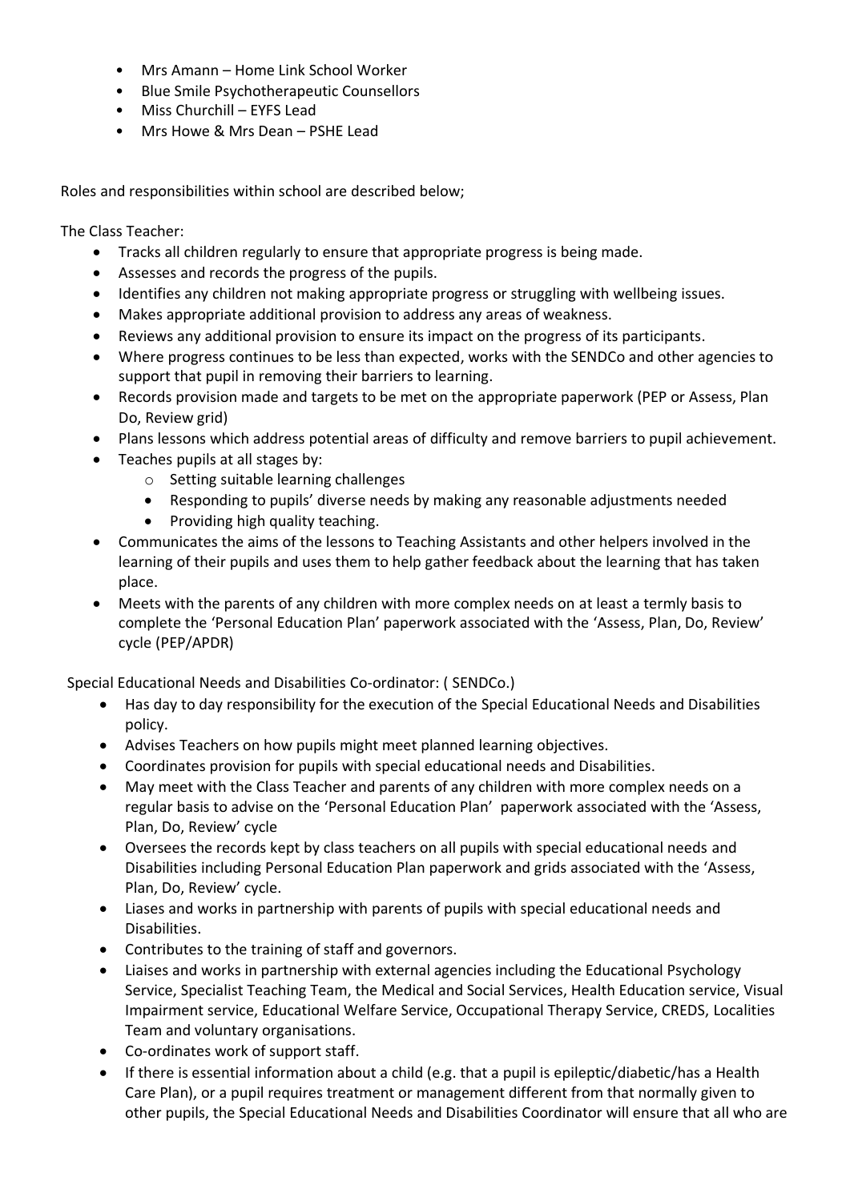- Mrs Amann – Home Link School Worker
- Blue Smile Psychotherapeutic Counsellors
- Miss Churchill – EYFS Lead
- Mrs Howe & Mrs Dean – PSHE Lead

Roles and responsibilities within school are described below;

The Class Teacher:

- Tracks all children regularly to ensure that appropriate progress is being made.
- Assesses and records the progress of the pupils.
- Identifies any children not making appropriate progress or struggling with wellbeing issues.
- Makes appropriate additional provision to address any areas of weakness.
- Reviews any additional provision to ensure its impact on the progress of its participants.
- Where progress continues to be less than expected, works with the SENDCo and other agencies to support that pupil in removing their barriers to learning.
- Records provision made and targets to be met on the appropriate paperwork (PEP or Assess, Plan Do, Review grid)
- Plans lessons which address potential areas of difficulty and remove barriers to pupil achievement.
- Teaches pupils at all stages by:
  - Setting suitable learning challenges
  - Responding to pupils' diverse needs by making any reasonable adjustments needed
  - Providing high quality teaching.
- Communicates the aims of the lessons to Teaching Assistants and other helpers involved in the learning of their pupils and uses them to help gather feedback about the learning that has taken place.
- Meets with the parents of any children with more complex needs on at least a termly basis to complete the 'Personal Education Plan' paperwork associated with the 'Assess, Plan, Do, Review' cycle (PEP/APDR)

Special Educational Needs and Disabilities Co-ordinator: ( SENDCo.)

- Has day to day responsibility for the execution of the Special Educational Needs and Disabilities policy.
- Advises Teachers on how pupils might meet planned learning objectives.
- Coordinates provision for pupils with special educational needs and Disabilities.
- May meet with the Class Teacher and parents of any children with more complex needs on a regular basis to advise on the 'Personal Education Plan' paperwork associated with the 'Assess, Plan, Do, Review' cycle
- Oversees the records kept by class teachers on all pupils with special educational needs and Disabilities including Personal Education Plan paperwork and grids associated with the 'Assess, Plan, Do, Review' cycle.
- Liases and works in partnership with parents of pupils with special educational needs and Disabilities.
- Contributes to the training of staff and governors.
- Liaises and works in partnership with external agencies including the Educational Psychology Service, Specialist Teaching Team, the Medical and Social Services, Health Education service, Visual Impairment service, Educational Welfare Service, Occupational Therapy Service, CREDS, Localities Team and voluntary organisations.
- Co-ordinates work of support staff.
- If there is essential information about a child (e.g. that a pupil is epileptic/diabetic/has a Health Care Plan), or a pupil requires treatment or management different from that normally given to other pupils, the Special Educational Needs and Disabilities Coordinator will ensure that all who are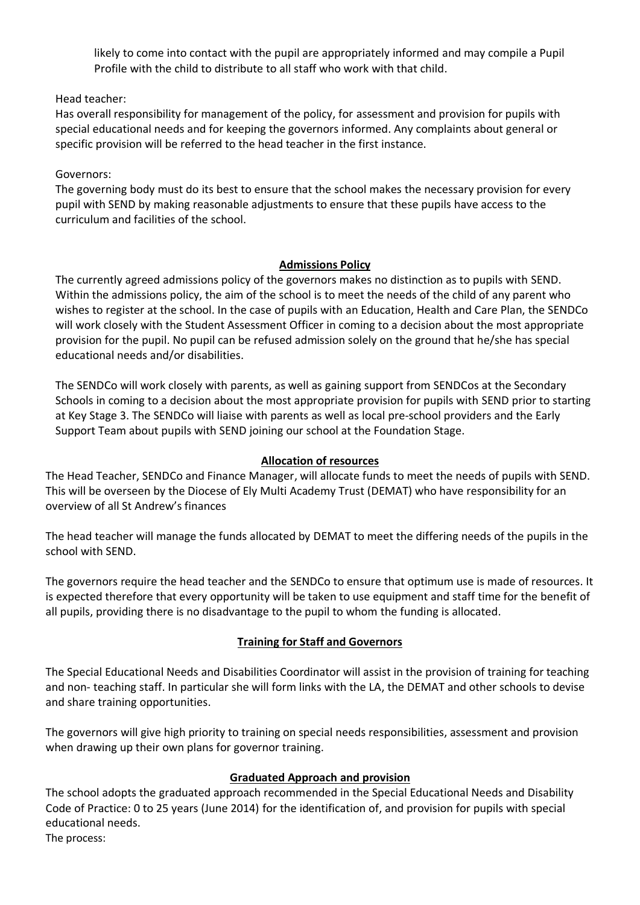likely to come into contact with the pupil are appropriately informed and may compile a Pupil Profile with the child to distribute to all staff who work with that child.

Head teacher:
Has overall responsibility for management of the policy, for assessment and provision for pupils with special educational needs and for keeping the governors informed. Any complaints about general or specific provision will be referred to the head teacher in the first instance.

Governors:
The governing body must do its best to ensure that the school makes the necessary provision for every pupil with SEND by making reasonable adjustments to ensure that these pupils have access to the curriculum and facilities of the school.

## Admissions Policy

The currently agreed admissions policy of the governors makes no distinction as to pupils with SEND. Within the admissions policy, the aim of the school is to meet the needs of the child of any parent who wishes to register at the school. In the case of pupils with an Education, Health and Care Plan, the SENDCo will work closely with the Student Assessment Officer in coming to a decision about the most appropriate provision for the pupil. No pupil can be refused admission solely on the ground that he/she has special educational needs and/or disabilities.

The SENDCo will work closely with parents, as well as gaining support from SENDCos at the Secondary Schools in coming to a decision about the most appropriate provision for pupils with SEND prior to starting at Key Stage 3. The SENDCo will liaise with parents as well as local pre-school providers and the Early Support Team about pupils with SEND joining our school at the Foundation Stage.

## Allocation of resources

The Head Teacher, SENDCo and Finance Manager, will allocate funds to meet the needs of pupils with SEND. This will be overseen by the Diocese of Ely Multi Academy Trust (DEMAT) who have responsibility for an overview of all St Andrew's finances

The head teacher will manage the funds allocated by DEMAT to meet the differing needs of the pupils in the school with SEND.

The governors require the head teacher and the SENDCo to ensure that optimum use is made of resources. It is expected therefore that every opportunity will be taken to use equipment and staff time for the benefit of all pupils, providing there is no disadvantage to the pupil to whom the funding is allocated.

## Training for Staff and Governors

The Special Educational Needs and Disabilities Coordinator will assist in the provision of training for teaching and non- teaching staff. In particular she will form links with the LA, the DEMAT and other schools to devise and share training opportunities.

The governors will give high priority to training on special needs responsibilities, assessment and provision when drawing up their own plans for governor training.

## Graduated Approach and provision

The school adopts the graduated approach recommended in the Special Educational Needs and Disability Code of Practice: 0 to 25 years (June 2014) for the identification of, and provision for pupils with special educational needs.
The process: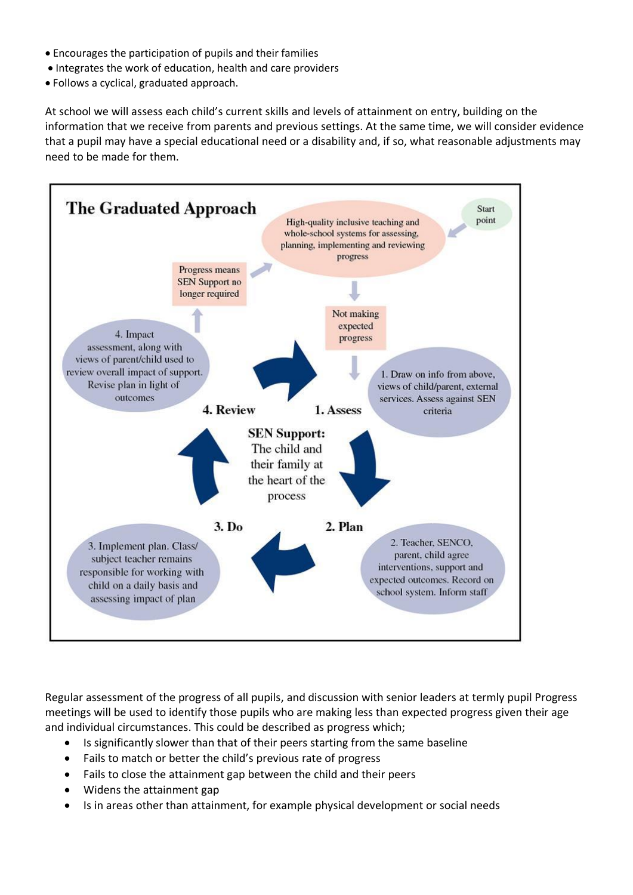- Encourages the participation of pupils and their families
- Integrates the work of education, health and care providers
- Follows a cyclical, graduated approach.

At school we will assess each child's current skills and levels of attainment on entry, building on the information that we receive from parents and previous settings. At the same time, we will consider evidence that a pupil may have a special educational need or a disability and, if so, what reasonable adjustments may need to be made for them.

## The Graduated Approach

Start point

High-quality inclusive teaching and whole-school systems for assessing, planning, implementing and reviewing progress

Not making expected progress

**1. Assess**: 1. Draw on info from above, views of child/parent, external services. Assess against SEN criteria

**2. Plan**: 2. Teacher, SENCO, parent, child agree interventions, support and expected outcomes. Record on school system. Inform staff

**3. Do**: 3. Implement plan. Class/ subject teacher remains responsible for working with child on a daily basis and assessing impact of plan

**4. Review**: 4. Impact assessment, along with views of parent/child used to review overall impact of support. Revise plan in light of outcomes

Progress means SEN Support no longer required

**SEN Support:** The child and their family at the heart of the process

Regular assessment of the progress of all pupils, and discussion with senior leaders at termly pupil Progress meetings will be used to identify those pupils who are making less than expected progress given their age and individual circumstances. This could be described as progress which;

- Is significantly slower than that of their peers starting from the same baseline
- Fails to match or better the child's previous rate of progress
- Fails to close the attainment gap between the child and their peers
- Widens the attainment gap
- Is in areas other than attainment, for example physical development or social needs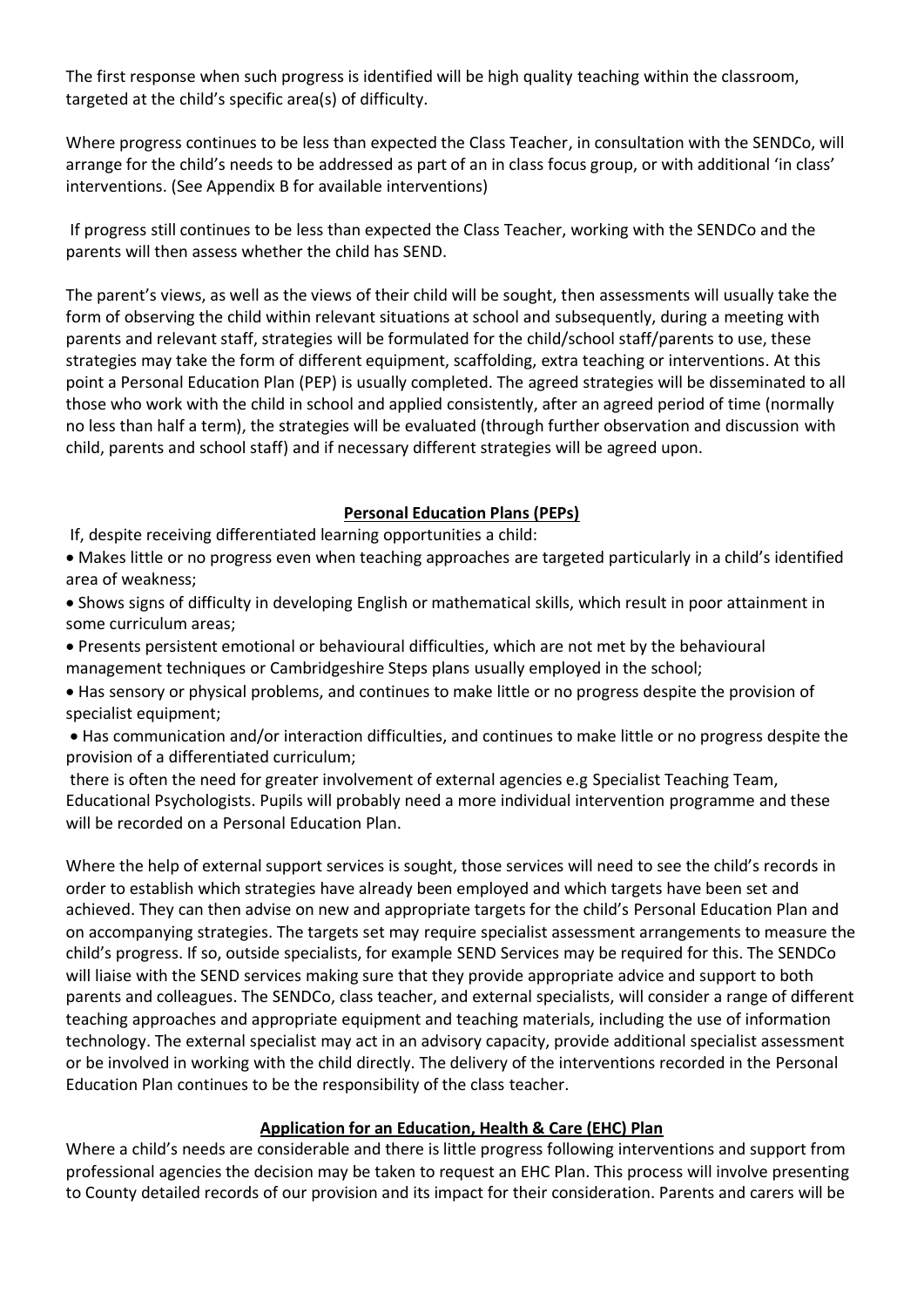The first response when such progress is identified will be high quality teaching within the classroom, targeted at the child's specific area(s) of difficulty.

Where progress continues to be less than expected the Class Teacher, in consultation with the SENDCo, will arrange for the child's needs to be addressed as part of an in class focus group, or with additional 'in class' interventions. (See Appendix B for available interventions)

If progress still continues to be less than expected the Class Teacher, working with the SENDCo and the parents will then assess whether the child has SEND.

The parent's views, as well as the views of their child will be sought, then assessments will usually take the form of observing the child within relevant situations at school and subsequently, during a meeting with parents and relevant staff, strategies will be formulated for the child/school staff/parents to use, these strategies may take the form of different equipment, scaffolding, extra teaching or interventions. At this point a Personal Education Plan (PEP) is usually completed. The agreed strategies will be disseminated to all those who work with the child in school and applied consistently, after an agreed period of time (normally no less than half a term), the strategies will be evaluated (through further observation and discussion with child, parents and school staff) and if necessary different strategies will be agreed upon.

## **Personal Education Plans (PEPs)**

If, despite receiving differentiated learning opportunities a child:

- Makes little or no progress even when teaching approaches are targeted particularly in a child's identified area of weakness;
- Shows signs of difficulty in developing English or mathematical skills, which result in poor attainment in some curriculum areas;
- Presents persistent emotional or behavioural difficulties, which are not met by the behavioural management techniques or Cambridgeshire Steps plans usually employed in the school;
- Has sensory or physical problems, and continues to make little or no progress despite the provision of specialist equipment;
- Has communication and/or interaction difficulties, and continues to make little or no progress despite the provision of a differentiated curriculum;

there is often the need for greater involvement of external agencies e.g Specialist Teaching Team, Educational Psychologists. Pupils will probably need a more individual intervention programme and these will be recorded on a Personal Education Plan.

Where the help of external support services is sought, those services will need to see the child's records in order to establish which strategies have already been employed and which targets have been set and achieved. They can then advise on new and appropriate targets for the child's Personal Education Plan and on accompanying strategies. The targets set may require specialist assessment arrangements to measure the child's progress. If so, outside specialists, for example SEND Services may be required for this. The SENDCo will liaise with the SEND services making sure that they provide appropriate advice and support to both parents and colleagues. The SENDCo, class teacher, and external specialists, will consider a range of different teaching approaches and appropriate equipment and teaching materials, including the use of information technology. The external specialist may act in an advisory capacity, provide additional specialist assessment or be involved in working with the child directly. The delivery of the interventions recorded in the Personal Education Plan continues to be the responsibility of the class teacher.

## **Application for an Education, Health & Care (EHC) Plan**

Where a child's needs are considerable and there is little progress following interventions and support from professional agencies the decision may be taken to request an EHC Plan. This process will involve presenting to County detailed records of our provision and its impact for their consideration. Parents and carers will be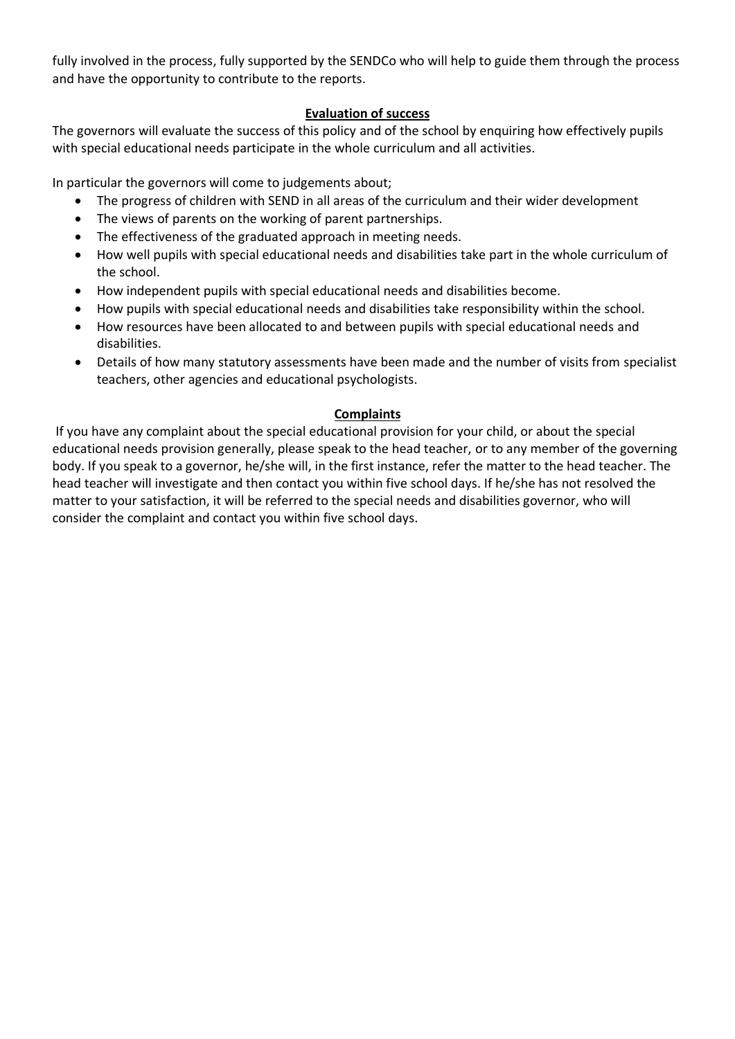fully involved in the process, fully supported by the SENDCo who will help to guide them through the process and have the opportunity to contribute to the reports.

## Evaluation of success

The governors will evaluate the success of this policy and of the school by enquiring how effectively pupils with special educational needs participate in the whole curriculum and all activities.

In particular the governors will come to judgements about;

- The progress of children with SEND in all areas of the curriculum and their wider development
- The views of parents on the working of parent partnerships.
- The effectiveness of the graduated approach in meeting needs.
- How well pupils with special educational needs and disabilities take part in the whole curriculum of the school.
- How independent pupils with special educational needs and disabilities become.
- How pupils with special educational needs and disabilities take responsibility within the school.
- How resources have been allocated to and between pupils with special educational needs and disabilities.
- Details of how many statutory assessments have been made and the number of visits from specialist teachers, other agencies and educational psychologists.

## Complaints

If you have any complaint about the special educational provision for your child, or about the special educational needs provision generally, please speak to the head teacher, or to any member of the governing body. If you speak to a governor, he/she will, in the first instance, refer the matter to the head teacher. The head teacher will investigate and then contact you within five school days. If he/she has not resolved the matter to your satisfaction, it will be referred to the special needs and disabilities governor, who will consider the complaint and contact you within five school days.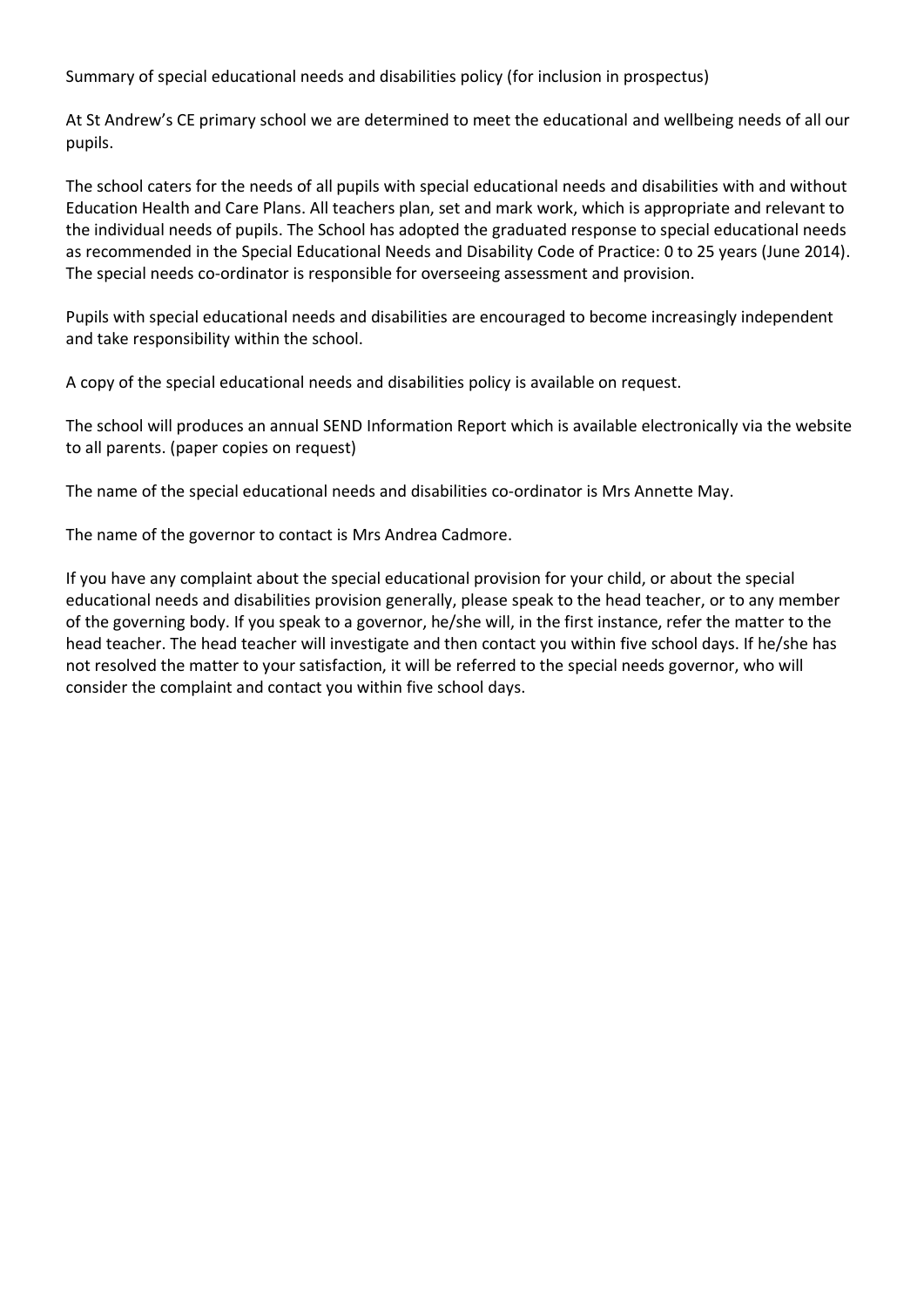Summary of special educational needs and disabilities policy (for inclusion in prospectus)

At St Andrew's CE primary school we are determined to meet the educational and wellbeing needs of all our pupils.

The school caters for the needs of all pupils with special educational needs and disabilities with and without Education Health and Care Plans. All teachers plan, set and mark work, which is appropriate and relevant to the individual needs of pupils. The School has adopted the graduated response to special educational needs as recommended in the Special Educational Needs and Disability Code of Practice: 0 to 25 years (June 2014). The special needs co-ordinator is responsible for overseeing assessment and provision.

Pupils with special educational needs and disabilities are encouraged to become increasingly independent and take responsibility within the school.

A copy of the special educational needs and disabilities policy is available on request.

The school will produces an annual SEND Information Report which is available electronically via the website to all parents. (paper copies on request)

The name of the special educational needs and disabilities co-ordinator is Mrs Annette May.

The name of the governor to contact is Mrs Andrea Cadmore.

If you have any complaint about the special educational provision for your child, or about the special educational needs and disabilities provision generally, please speak to the head teacher, or to any member of the governing body. If you speak to a governor, he/she will, in the first instance, refer the matter to the head teacher. The head teacher will investigate and then contact you within five school days. If he/she has not resolved the matter to your satisfaction, it will be referred to the special needs governor, who will consider the complaint and contact you within five school days.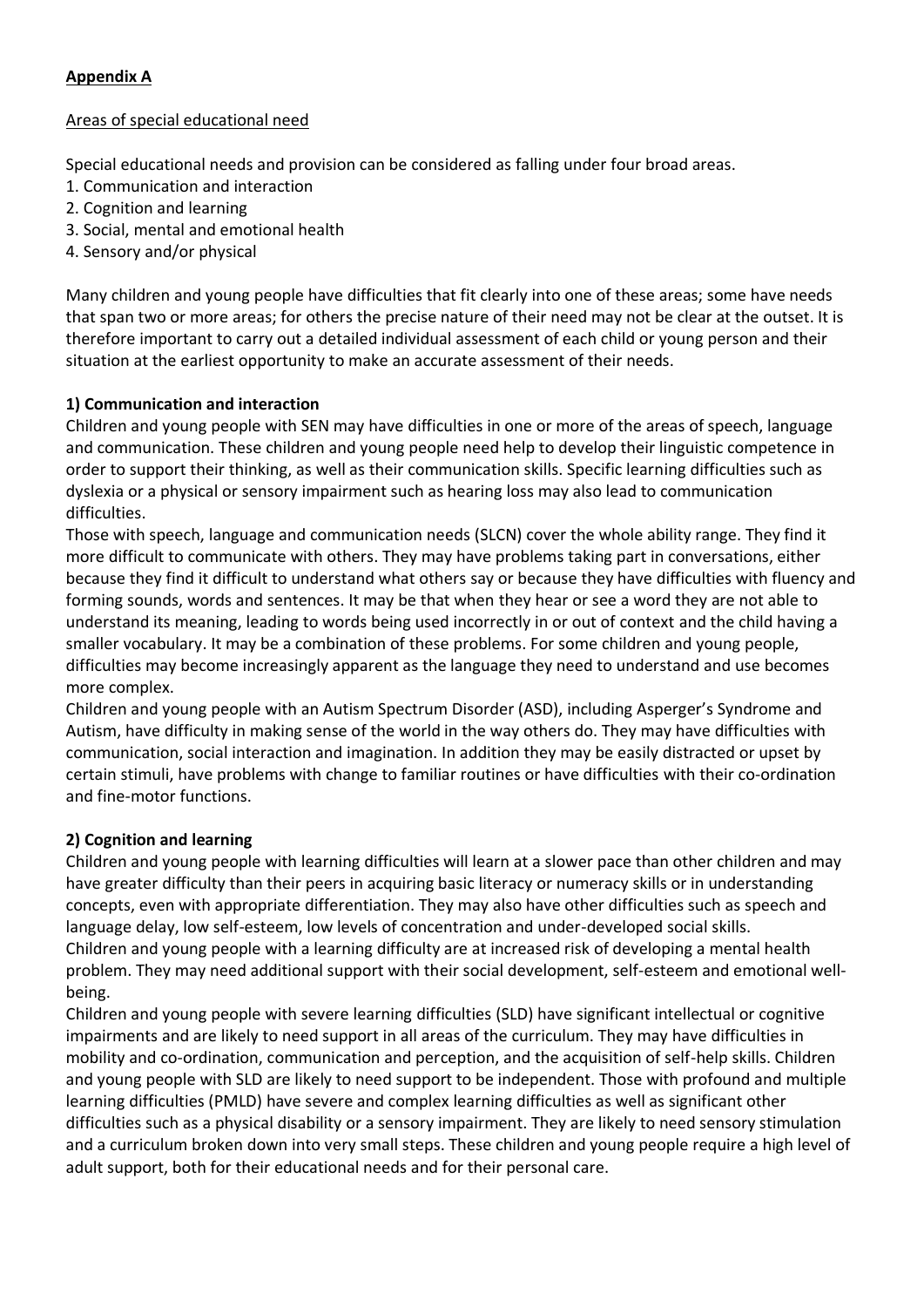**Appendix A**

Areas of special educational need

Special educational needs and provision can be considered as falling under four broad areas.

1. Communication and interaction
2. Cognition and learning
3. Social, mental and emotional health
4. Sensory and/or physical

Many children and young people have difficulties that fit clearly into one of these areas; some have needs that span two or more areas; for others the precise nature of their need may not be clear at the outset. It is therefore important to carry out a detailed individual assessment of each child or young person and their situation at the earliest opportunity to make an accurate assessment of their needs.

**1) Communication and interaction**

Children and young people with SEN may have difficulties in one or more of the areas of speech, language and communication. These children and young people need help to develop their linguistic competence in order to support their thinking, as well as their communication skills. Specific learning difficulties such as dyslexia or a physical or sensory impairment such as hearing loss may also lead to communication difficulties.

Those with speech, language and communication needs (SLCN) cover the whole ability range. They find it more difficult to communicate with others. They may have problems taking part in conversations, either because they find it difficult to understand what others say or because they have difficulties with fluency and forming sounds, words and sentences. It may be that when they hear or see a word they are not able to understand its meaning, leading to words being used incorrectly in or out of context and the child having a smaller vocabulary. It may be a combination of these problems. For some children and young people, difficulties may become increasingly apparent as the language they need to understand and use becomes more complex.

Children and young people with an Autism Spectrum Disorder (ASD), including Asperger's Syndrome and Autism, have difficulty in making sense of the world in the way others do. They may have difficulties with communication, social interaction and imagination. In addition they may be easily distracted or upset by certain stimuli, have problems with change to familiar routines or have difficulties with their co-ordination and fine-motor functions.

**2) Cognition and learning**

Children and young people with learning difficulties will learn at a slower pace than other children and may have greater difficulty than their peers in acquiring basic literacy or numeracy skills or in understanding concepts, even with appropriate differentiation. They may also have other difficulties such as speech and language delay, low self-esteem, low levels of concentration and under-developed social skills.

Children and young people with a learning difficulty are at increased risk of developing a mental health problem. They may need additional support with their social development, self-esteem and emotional well-being.

Children and young people with severe learning difficulties (SLD) have significant intellectual or cognitive impairments and are likely to need support in all areas of the curriculum. They may have difficulties in mobility and co-ordination, communication and perception, and the acquisition of self-help skills. Children and young people with SLD are likely to need support to be independent. Those with profound and multiple learning difficulties (PMLD) have severe and complex learning difficulties as well as significant other difficulties such as a physical disability or a sensory impairment. They are likely to need sensory stimulation and a curriculum broken down into very small steps. These children and young people require a high level of adult support, both for their educational needs and for their personal care.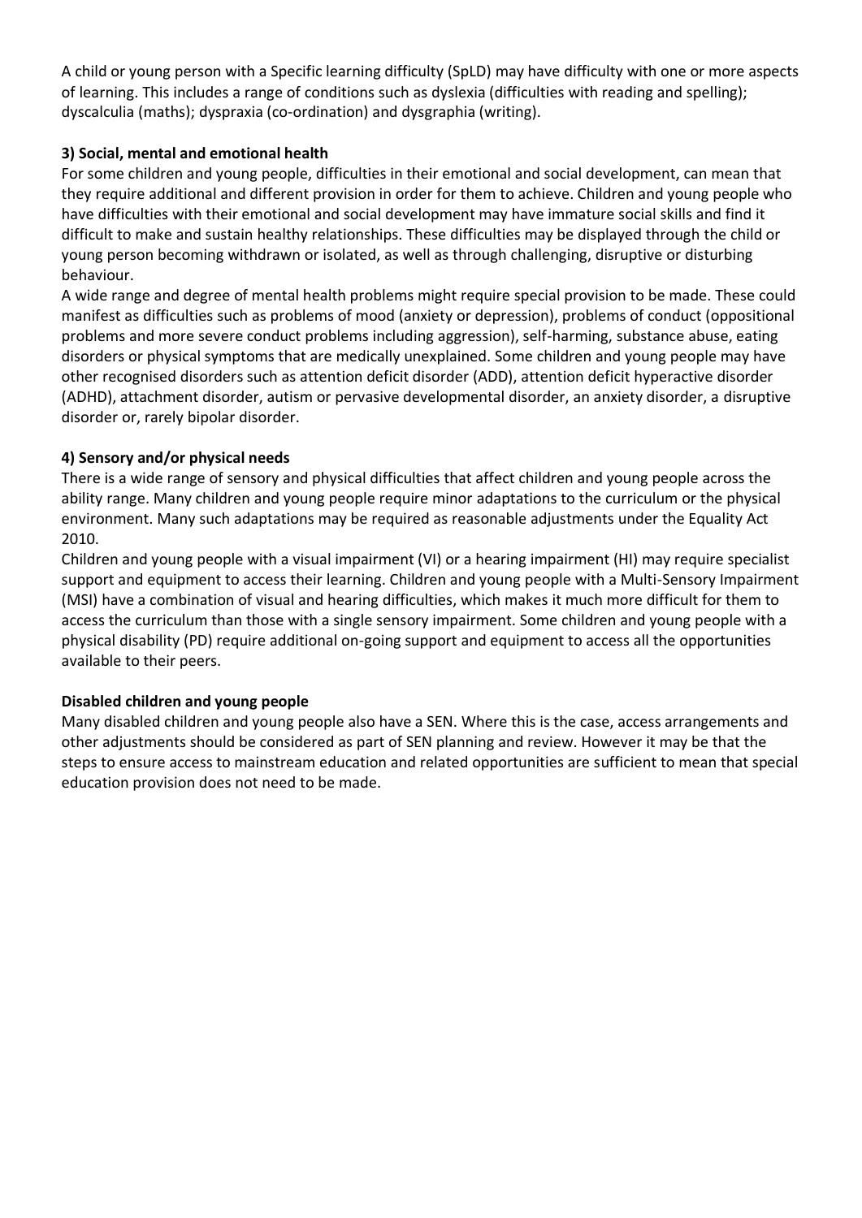A child or young person with a Specific learning difficulty (SpLD) may have difficulty with one or more aspects of learning. This includes a range of conditions such as dyslexia (difficulties with reading and spelling); dyscalculia (maths); dyspraxia (co-ordination) and dysgraphia (writing).

**3) Social, mental and emotional health**

For some children and young people, difficulties in their emotional and social development, can mean that they require additional and different provision in order for them to achieve. Children and young people who have difficulties with their emotional and social development may have immature social skills and find it difficult to make and sustain healthy relationships. These difficulties may be displayed through the child or young person becoming withdrawn or isolated, as well as through challenging, disruptive or disturbing behaviour.

A wide range and degree of mental health problems might require special provision to be made. These could manifest as difficulties such as problems of mood (anxiety or depression), problems of conduct (oppositional problems and more severe conduct problems including aggression), self-harming, substance abuse, eating disorders or physical symptoms that are medically unexplained. Some children and young people may have other recognised disorders such as attention deficit disorder (ADD), attention deficit hyperactive disorder (ADHD), attachment disorder, autism or pervasive developmental disorder, an anxiety disorder, a disruptive disorder or, rarely bipolar disorder.

**4) Sensory and/or physical needs**

There is a wide range of sensory and physical difficulties that affect children and young people across the ability range. Many children and young people require minor adaptations to the curriculum or the physical environment. Many such adaptations may be required as reasonable adjustments under the Equality Act 2010.

Children and young people with a visual impairment (VI) or a hearing impairment (HI) may require specialist support and equipment to access their learning. Children and young people with a Multi-Sensory Impairment (MSI) have a combination of visual and hearing difficulties, which makes it much more difficult for them to access the curriculum than those with a single sensory impairment. Some children and young people with a physical disability (PD) require additional on-going support and equipment to access all the opportunities available to their peers.

**Disabled children and young people**

Many disabled children and young people also have a SEN. Where this is the case, access arrangements and other adjustments should be considered as part of SEN planning and review. However it may be that the steps to ensure access to mainstream education and related opportunities are sufficient to mean that special education provision does not need to be made.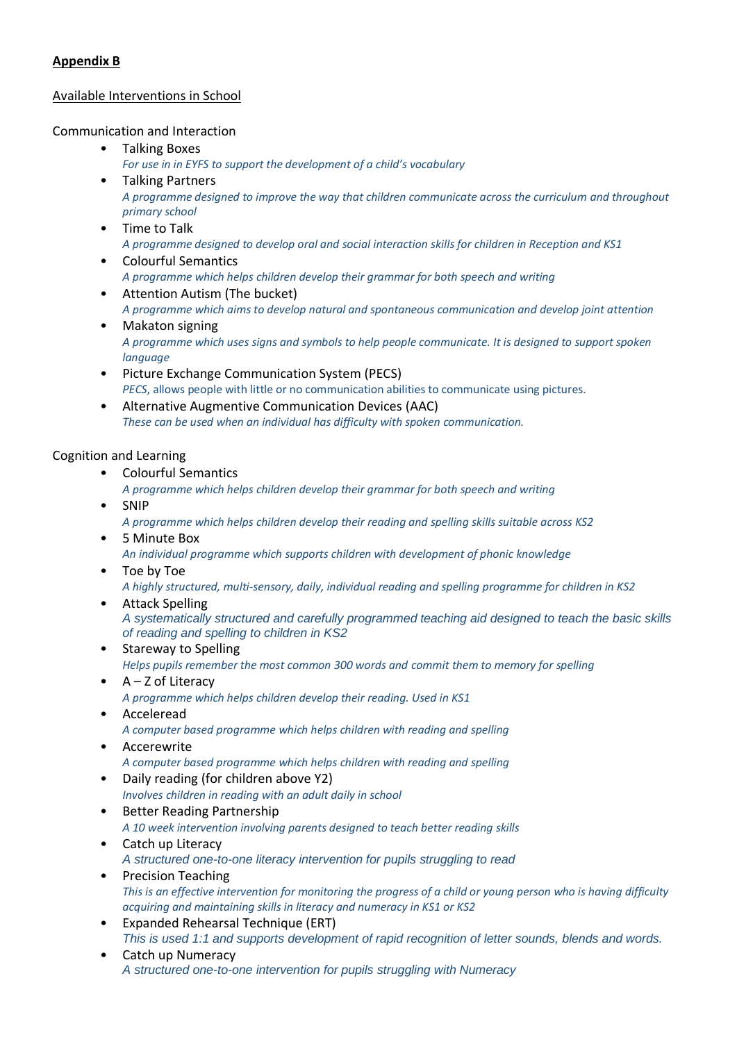**Appendix B**

Available Interventions in School

Communication and Interaction

- Talking Boxes
  *For use in in EYFS to support the development of a child's vocabulary*
- Talking Partners
  *A programme designed to improve the way that children communicate across the curriculum and throughout primary school*
- Time to Talk
  *A programme designed to develop oral and social interaction skills for children in Reception and KS1*
- Colourful Semantics
  *A programme which helps children develop their grammar for both speech and writing*
- Attention Autism (The bucket)
  *A programme which aims to develop natural and spontaneous communication and develop joint attention*
- Makaton signing
  *A programme which uses signs and symbols to help people communicate. It is designed to support spoken language*
- Picture Exchange Communication System (PECS)
  *PECS*, allows people with little or no communication abilities to communicate using pictures.
- Alternative Augmentive Communication Devices (AAC)
  *These can be used when an individual has difficulty with spoken communication.*

Cognition and Learning

- Colourful Semantics
  *A programme which helps children develop their grammar for both speech and writing*
- SNIP
  *A programme which helps children develop their reading and spelling skills suitable across KS2*
- 5 Minute Box
  *An individual programme which supports children with development of phonic knowledge*
- Toe by Toe
  *A highly structured, multi-sensory, daily, individual reading and spelling programme for children in KS2*
- Attack Spelling
  *A systematically structured and carefully programmed teaching aid designed to teach the basic skills of reading and spelling to children in KS2*
- Stareway to Spelling
  *Helps pupils remember the most common 300 words and commit them to memory for spelling*
- A – Z of Literacy
  *A programme which helps children develop their reading. Used in KS1*
- Acceleread
  *A computer based programme which helps children with reading and spelling*
- Accerewrite
  *A computer based programme which helps children with reading and spelling*
- Daily reading (for children above Y2)
  *Involves children in reading with an adult daily in school*
- Better Reading Partnership
  *A 10 week intervention involving parents designed to teach better reading skills*
- Catch up Literacy
  *A structured one-to-one literacy intervention for pupils struggling to read*
- Precision Teaching
  *This is an effective intervention for monitoring the progress of a child or young person who is having difficulty acquiring and maintaining skills in literacy and numeracy in KS1 or KS2*
- Expanded Rehearsal Technique (ERT)
  *This is used 1:1 and supports development of rapid recognition of letter sounds, blends and words.*
- Catch up Numeracy
  *A structured one-to-one intervention for pupils struggling with Numeracy*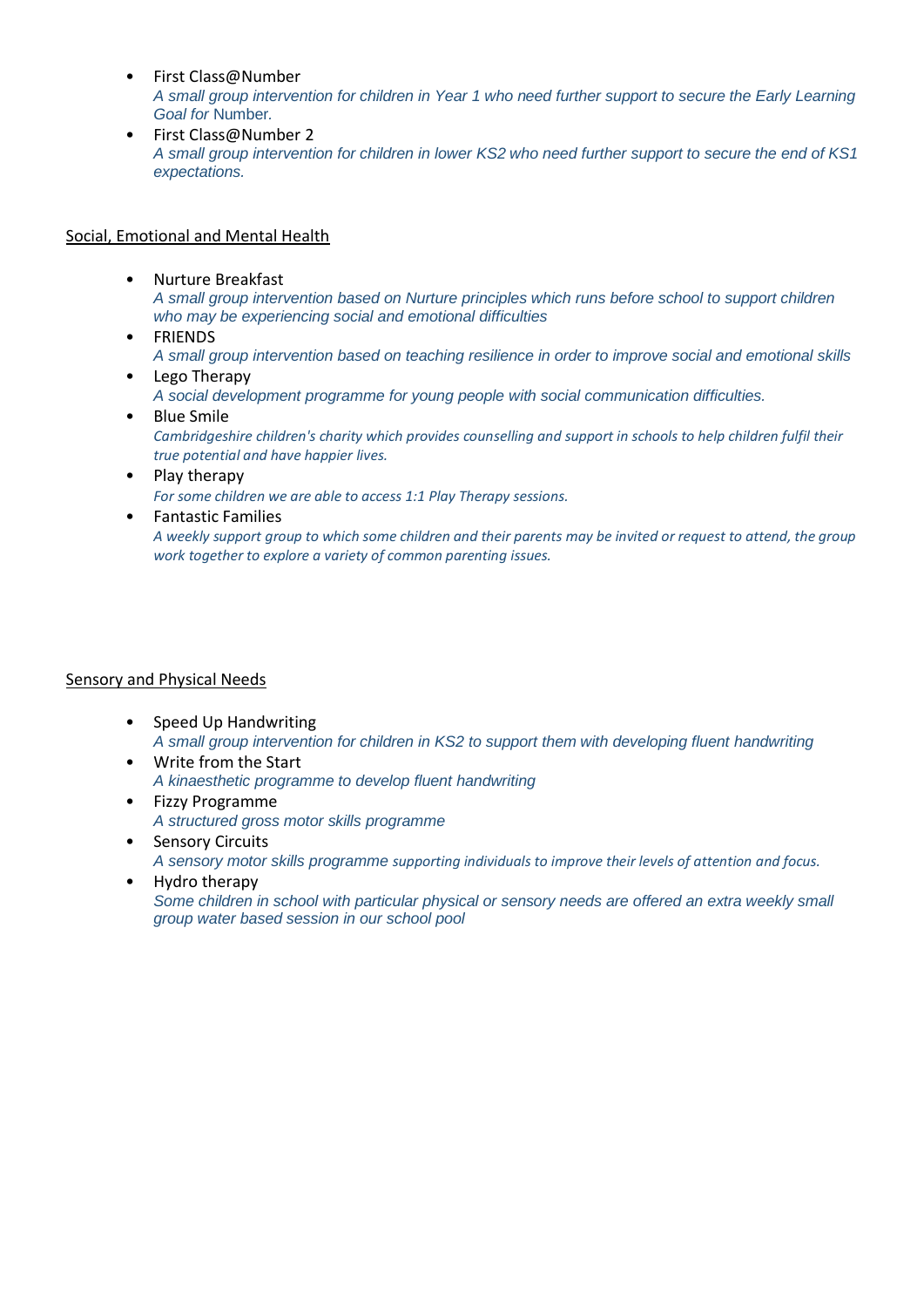- First Class@Number
  *A small group intervention for children in Year 1 who need further support to secure the Early Learning Goal for Number.*
- First Class@Number 2
  *A small group intervention for children in lower KS2 who need further support to secure the end of KS1 expectations.*

## Social, Emotional and Mental Health

- Nurture Breakfast
  *A small group intervention based on Nurture principles which runs before school to support children who may be experiencing social and emotional difficulties*
- FRIENDS
  *A small group intervention based on teaching resilience in order to improve social and emotional skills*
- Lego Therapy
  *A social development programme for young people with social communication difficulties.*
- Blue Smile
  *Cambridgeshire children's charity which provides counselling and support in schools to help children fulfil their true potential and have happier lives.*
- Play therapy
  *For some children we are able to access 1:1 Play Therapy sessions.*
- Fantastic Families
  *A weekly support group to which some children and their parents may be invited or request to attend, the group work together to explore a variety of common parenting issues.*

## Sensory and Physical Needs

- Speed Up Handwriting
  *A small group intervention for children in KS2 to support them with developing fluent handwriting*
- Write from the Start
  *A kinaesthetic programme to develop fluent handwriting*
- Fizzy Programme
  *A structured gross motor skills programme*
- Sensory Circuits
  *A sensory motor skills programme supporting individuals to improve their levels of attention and focus.*
- Hydro therapy
  *Some children in school with particular physical or sensory needs are offered an extra weekly small group water based session in our school pool*